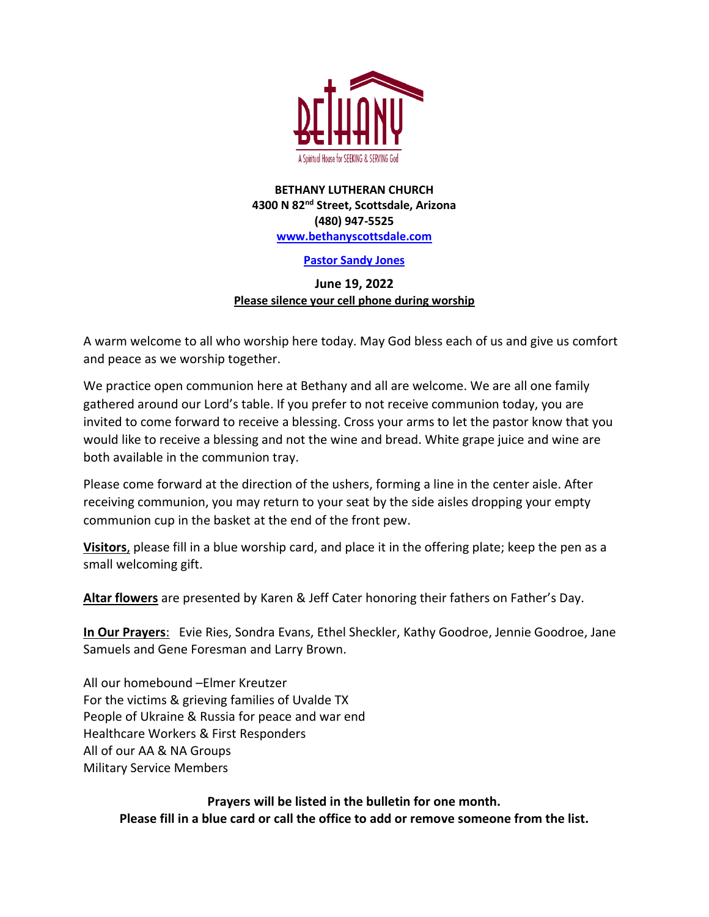BETHANY

A Spiritual House for SEEKING & SERVING God

**BETHANY LUTHERAN CHURCH**
**4300 N 82nd Street, Scottsdale, Arizona**
**(480) 947-5525**
**[www.bethanyscottsdale.com](http://www.bethanyscottsdale.com)**

**[Pastor Sandy Jones]()**

**June 19, 2022**
**Please silence your cell phone during worship**

A warm welcome to all who worship here today. May God bless each of us and give us comfort and peace as we worship together.

We practice open communion here at Bethany and all are welcome. We are all one family gathered around our Lord's table. If you prefer to not receive communion today, you are invited to come forward to receive a blessing. Cross your arms to let the pastor know that you would like to receive a blessing and not the wine and bread. White grape juice and wine are both available in the communion tray.

Please come forward at the direction of the ushers, forming a line in the center aisle. After receiving communion, you may return to your seat by the side aisles dropping your empty communion cup in the basket at the end of the front pew.

**Visitors**, please fill in a blue worship card, and place it in the offering plate; keep the pen as a small welcoming gift.

**Altar flowers** are presented by Karen & Jeff Cater honoring their fathers on Father's Day.

**In Our Prayers**: Evie Ries, Sondra Evans, Ethel Sheckler, Kathy Goodroe, Jennie Goodroe, Jane Samuels and Gene Foresman and Larry Brown.

All our homebound –Elmer Kreutzer
For the victims & grieving families of Uvalde TX
People of Ukraine & Russia for peace and war end
Healthcare Workers & First Responders
All of our AA & NA Groups
Military Service Members

**Prayers will be listed in the bulletin for one month.**
**Please fill in a blue card or call the office to add or remove someone from the list.**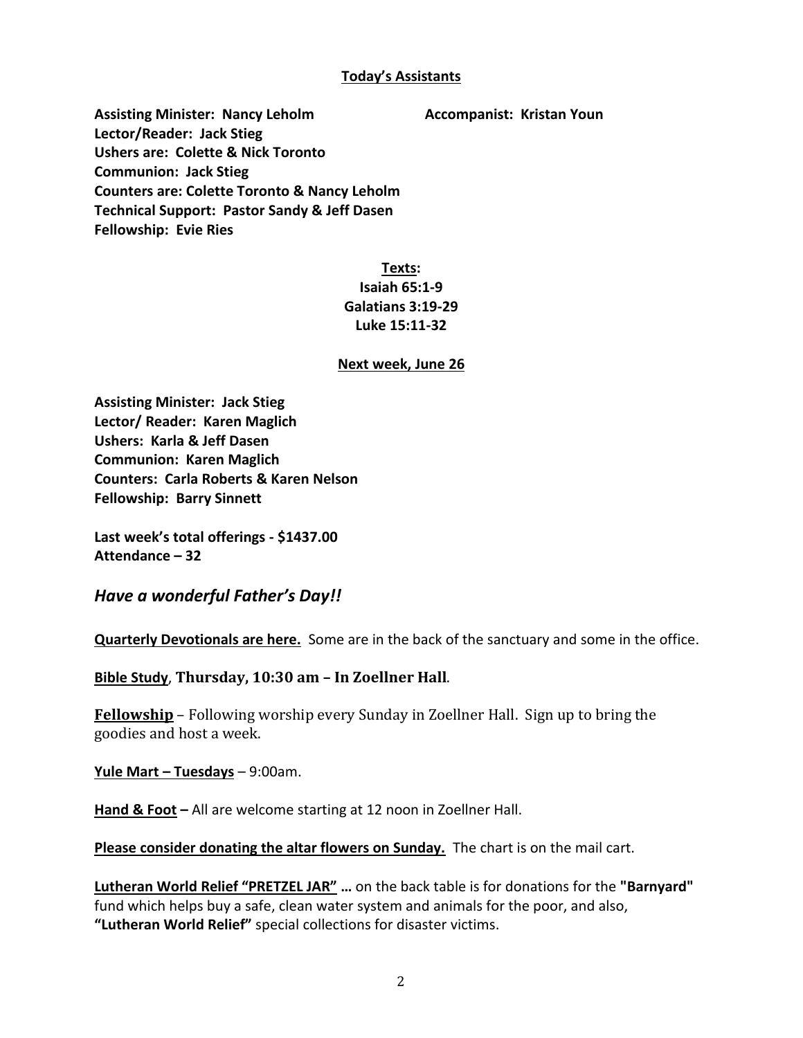## Today's Assistants

**Assisting Minister: Nancy Leholm**
**Accompanist: Kristan Youn**
**Lector/Reader: Jack Stieg**
**Ushers are: Colette & Nick Toronto**
**Communion: Jack Stieg**
**Counters are: Colette Toronto & Nancy Leholm**
**Technical Support: Pastor Sandy & Jeff Dasen**
**Fellowship: Evie Ries**

**Texts:**
**Isaiah 65:1-9**
**Galatians 3:19-29**
**Luke 15:11-32**

## Next week, June 26

**Assisting Minister: Jack Stieg**
**Lector/ Reader: Karen Maglich**
**Ushers: Karla & Jeff Dasen**
**Communion: Karen Maglich**
**Counters: Carla Roberts & Karen Nelson**
**Fellowship: Barry Sinnett**

**Last week's total offerings - $1437.00**
**Attendance – 32**

## *Have a wonderful Father's Day!!*

**Quarterly Devotionals are here.** Some are in the back of the sanctuary and some in the office.

**Bible Study**, **Thursday, 10:30 am – In Zoellner Hall**.

**Fellowship** – Following worship every Sunday in Zoellner Hall. Sign up to bring the goodies and host a week.

**Yule Mart – Tuesdays** – 9:00am.

**Hand & Foot –** All are welcome starting at 12 noon in Zoellner Hall.

**Please consider donating the altar flowers on Sunday.** The chart is on the mail cart.

**Lutheran World Relief "PRETZEL JAR" …** on the back table is for donations for the **"Barnyard"** fund which helps buy a safe, clean water system and animals for the poor, and also, **"Lutheran World Relief"** special collections for disaster victims.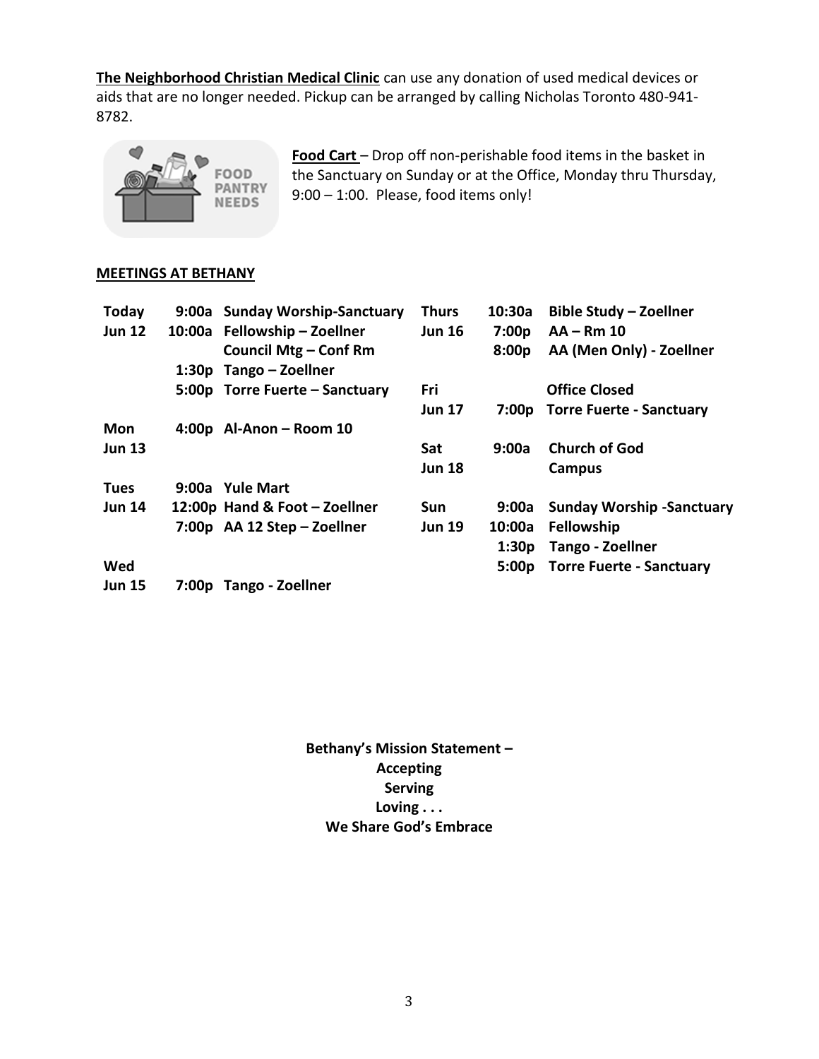**The Neighborhood Christian Medical Clinic** can use any donation of used medical devices or aids that are no longer needed. Pickup can be arranged by calling Nicholas Toronto 480-941-8782.

**Food Cart** – Drop off non-perishable food items in the basket in the Sanctuary on Sunday or at the Office, Monday thru Thursday, 9:00 – 1:00. Please, food items only!

## MEETINGS AT BETHANY

| | | | | | |
|---|---|---|---|---|---|
| **Today** | **9:00a** | **Sunday Worship-Sanctuary** | **Thurs** | **10:30a** | **Bible Study – Zoellner** |
| **Jun 12** | **10:00a** | **Fellowship – Zoellner** | **Jun 16** | **7:00p** | **AA – Rm 10** |
| | | **Council Mtg – Conf Rm** | | **8:00p** | **AA (Men Only) - Zoellner** |
| | **1:30p** | **Tango – Zoellner** | | | |
| | **5:00p** | **Torre Fuerte – Sanctuary** | **Fri** | | **Office Closed** |
| | | | **Jun 17** | **7:00p** | **Torre Fuerte - Sanctuary** |
| **Mon** | **4:00p** | **Al-Anon – Room 10** | | | |
| **Jun 13** | | | **Sat** | **9:00a** | **Church of God** |
| | | | **Jun 18** | | **Campus** |
| **Tues** | **9:00a** | **Yule Mart** | | | |
| **Jun 14** | **12:00p** | **Hand & Foot – Zoellner** | **Sun** | **9:00a** | **Sunday Worship -Sanctuary** |
| | **7:00p** | **AA 12 Step – Zoellner** | **Jun 19** | **10:00a** | **Fellowship** |
| | | | | **1:30p** | **Tango - Zoellner** |
| **Wed** | | | | **5:00p** | **Torre Fuerte - Sanctuary** |
| **Jun 15** | **7:00p** | **Tango - Zoellner** | | | |

**Bethany's Mission Statement –**
**Accepting**
**Serving**
**Loving . . .**
**We Share God's Embrace**